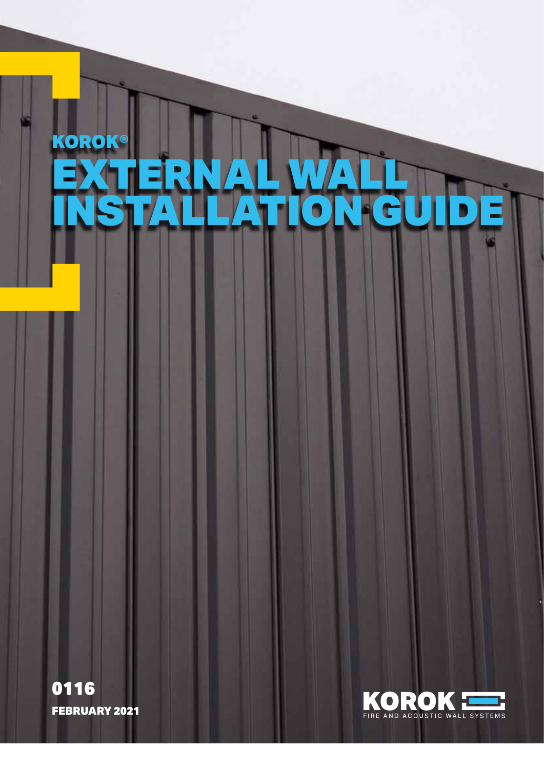KOROK®

# EXTERNAL WALL INSTALLATION GUIDE

**0116**

**FEBRUARY 2021**

KOROK

FIRE AND ACOUSTIC WALL SYSTEMS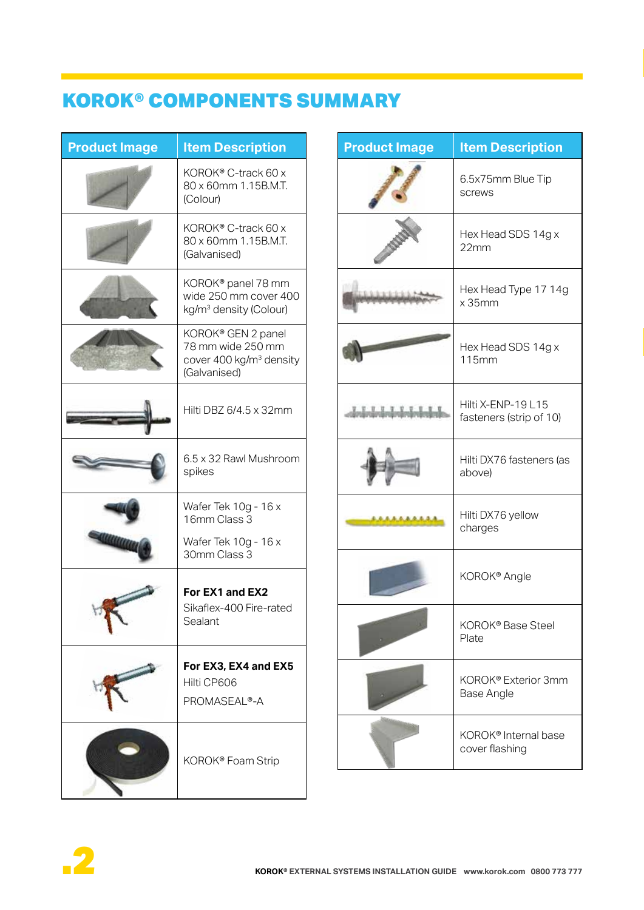# KOROK® COMPONENTS SUMMARY

| Product Image | Item Description |
|---|---|
| | KOROK® C-track 60 x 80 x 60mm 1.15B.M.T. (Colour) |
| | KOROK® C-track 60 x 80 x 60mm 1.15B.M.T. (Galvanised) |
| | KOROK® panel 78 mm wide 250 mm cover 400 kg/m³ density (Colour) |
| | KOROK® GEN 2 panel 78 mm wide 250 mm cover 400 kg/m³ density (Galvanised) |
| | Hilti DBZ 6/4.5 x 32mm |
| | 6.5 x 32 Rawl Mushroom spikes |
| | Wafer Tek 10g - 16 x 16mm Class 3<br><br>Wafer Tek 10g - 16 x 30mm Class 3 |
| | **For EX1 and EX2**<br>Sikaflex-400 Fire-rated Sealant |
| | **For EX3, EX4 and EX5**<br>Hilti CP606<br>PROMASEAL®-A |
| | KOROK® Foam Strip |

| Product Image | Item Description |
|---|---|
| | 6.5x75mm Blue Tip screws |
| | Hex Head SDS 14g x 22mm |
| | Hex Head Type 17 14g x 35mm |
| | Hex Head SDS 14g x 115mm |
| | Hilti X-ENP-19 L15 fasteners (strip of 10) |
| | Hilti DX76 fasteners (as above) |
| | Hilti DX76 yellow charges |
| | KOROK® Angle |
| | KOROK® Base Steel Plate |
| | KOROK® Exterior 3mm Base Angle |
| | KOROK® Internal base cover flashing |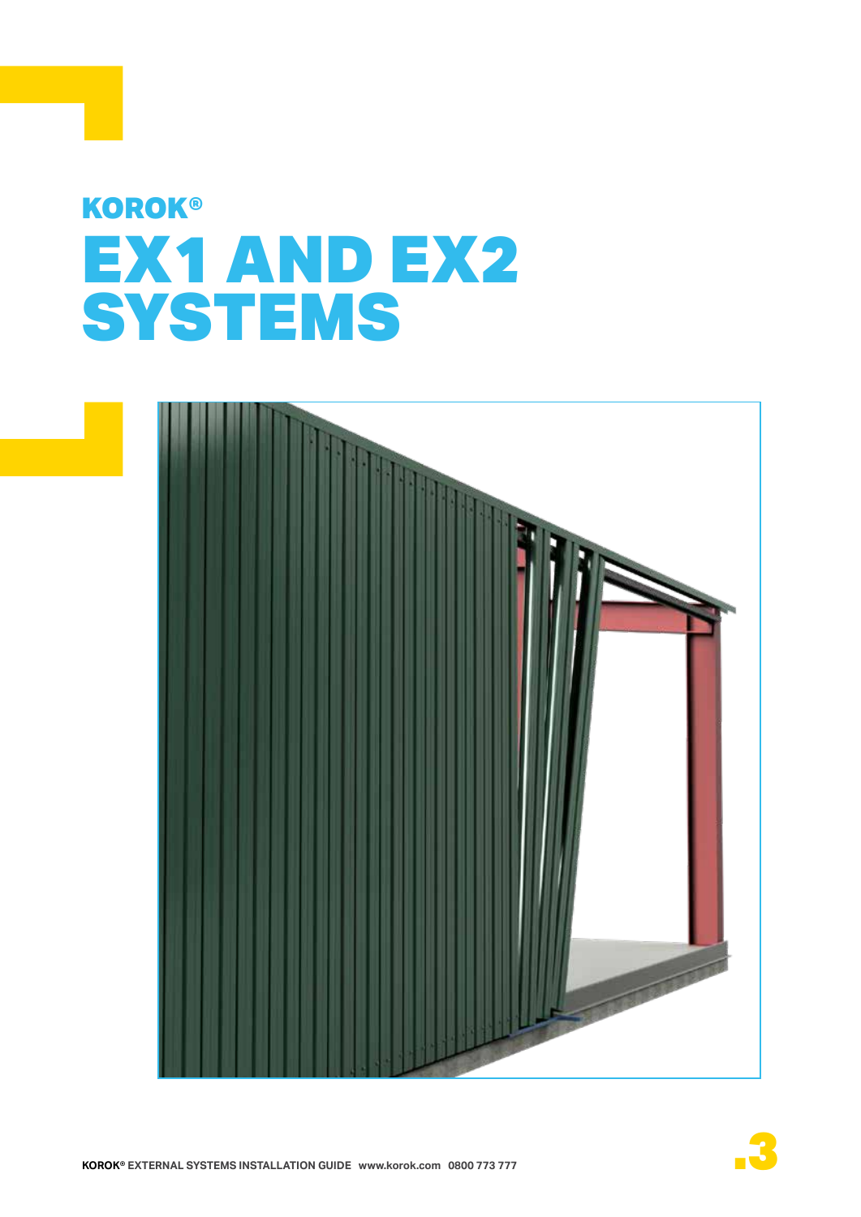KOROK®

# EX1 AND EX2 SYSTEMS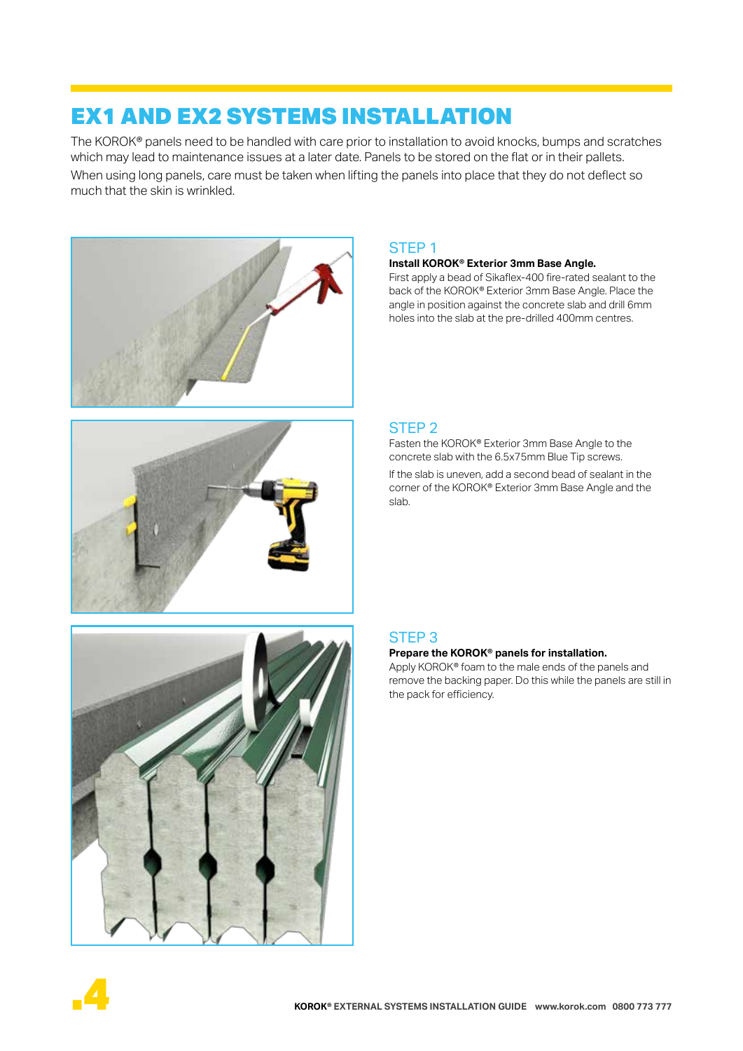# EX1 AND EX2 SYSTEMS INSTALLATION

The KOROK® panels need to be handled with care prior to installation to avoid knocks, bumps and scratches which may lead to maintenance issues at a later date. Panels to be stored on the flat or in their pallets.

When using long panels, care must be taken when lifting the panels into place that they do not deflect so much that the skin is wrinkled.

## STEP 1

**Install KOROK® Exterior 3mm Base Angle.**

First apply a bead of Sikaflex-400 fire-rated sealant to the back of the KOROK® Exterior 3mm Base Angle. Place the angle in position against the concrete slab and drill 6mm holes into the slab at the pre-drilled 400mm centres.

## STEP 2

Fasten the KOROK® Exterior 3mm Base Angle to the concrete slab with the 6.5x75mm Blue Tip screws.

If the slab is uneven, add a second bead of sealant in the corner of the KOROK® Exterior 3mm Base Angle and the slab.

## STEP 3

**Prepare the KOROK® panels for installation.**

Apply KOROK® foam to the male ends of the panels and remove the backing paper. Do this while the panels are still in the pack for efficiency.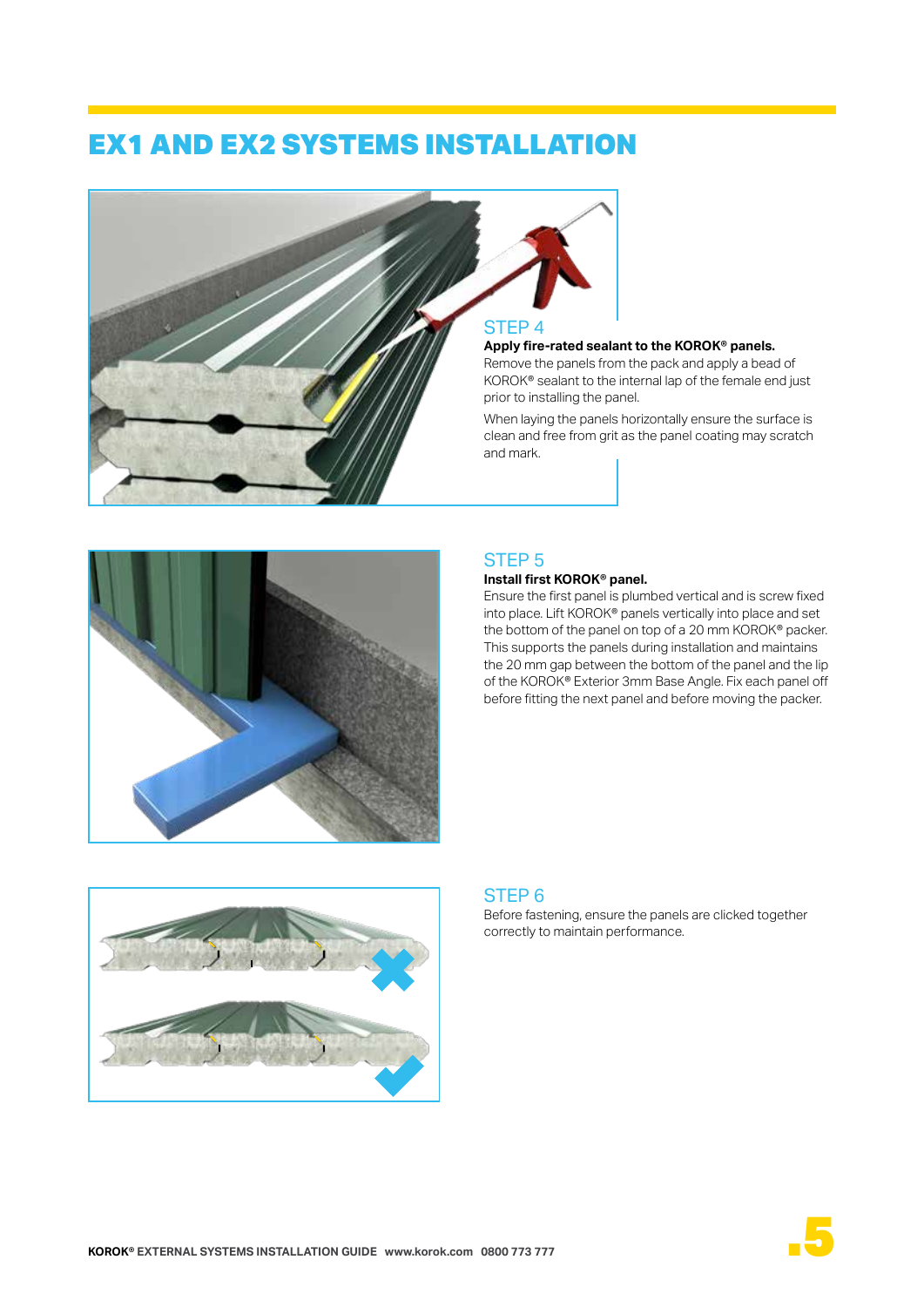# EX1 AND EX2 SYSTEMS INSTALLATION

## STEP 4

**Apply fire-rated sealant to the KOROK® panels.**

Remove the panels from the pack and apply a bead of KOROK® sealant to the internal lap of the female end just prior to installing the panel.

When laying the panels horizontally ensure the surface is clean and free from grit as the panel coating may scratch and mark.

## STEP 5

**Install first KOROK® panel.**

Ensure the first panel is plumbed vertical and is screw fixed into place. Lift KOROK® panels vertically into place and set the bottom of the panel on top of a 20 mm KOROK® packer. This supports the panels during installation and maintains the 20 mm gap between the bottom of the panel and the lip of the KOROK® Exterior 3mm Base Angle. Fix each panel off before fitting the next panel and before moving the packer.

## STEP 6

Before fastening, ensure the panels are clicked together correctly to maintain performance.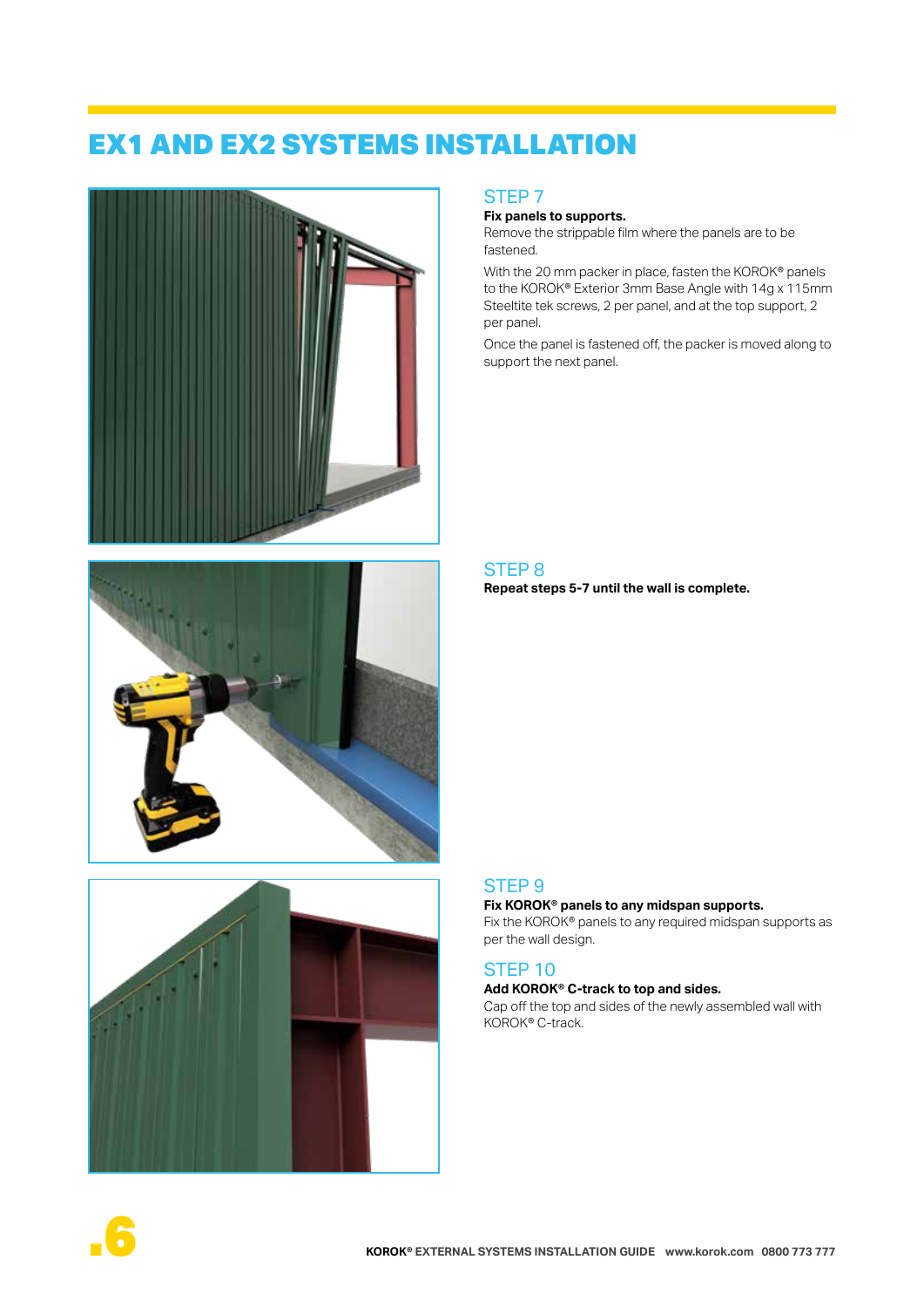# EX1 AND EX2 SYSTEMS INSTALLATION

## STEP 7

**Fix panels to supports.**

Remove the strippable film where the panels are to be fastened.

With the 20 mm packer in place, fasten the KOROK® panels to the KOROK® Exterior 3mm Base Angle with 14g x 115mm Steeltite tek screws, 2 per panel, and at the top support, 2 per panel.

Once the panel is fastened off, the packer is moved along to support the next panel.

## STEP 8

**Repeat steps 5-7 until the wall is complete.**

## STEP 9

**Fix KOROK® panels to any midspan supports.**

Fix the KOROK® panels to any required midspan supports as per the wall design.

## STEP 10

**Add KOROK® C-track to top and sides.**

Cap off the top and sides of the newly assembled wall with KOROK® C-track.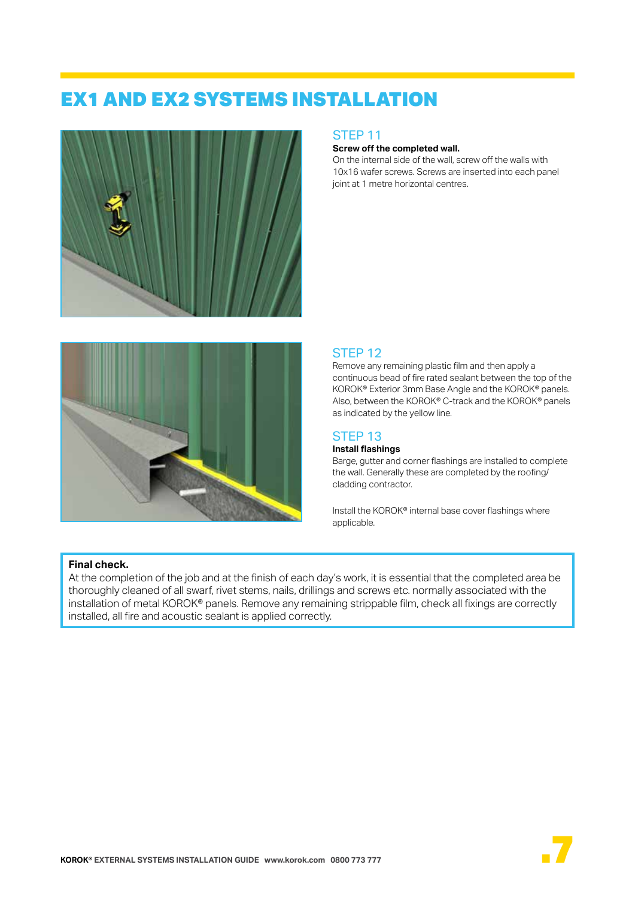# EX1 AND EX2 SYSTEMS INSTALLATION

## STEP 11

**Screw off the completed wall.**

On the internal side of the wall, screw off the walls with 10x16 wafer screws. Screws are inserted into each panel joint at 1 metre horizontal centres.

## STEP 12

Remove any remaining plastic film and then apply a continuous bead of fire rated sealant between the top of the KOROK® Exterior 3mm Base Angle and the KOROK® panels. Also, between the KOROK® C-track and the KOROK® panels as indicated by the yellow line.

## STEP 13

**Install flashings**

Barge, gutter and corner flashings are installed to complete the wall. Generally these are completed by the roofing/cladding contractor.

Install the KOROK® internal base cover flashings where applicable.

**Final check.**

At the completion of the job and at the finish of each day's work, it is essential that the completed area be thoroughly cleaned of all swarf, rivet stems, nails, drillings and screws etc. normally associated with the installation of metal KOROK® panels. Remove any remaining strippable film, check all fixings are correctly installed, all fire and acoustic sealant is applied correctly.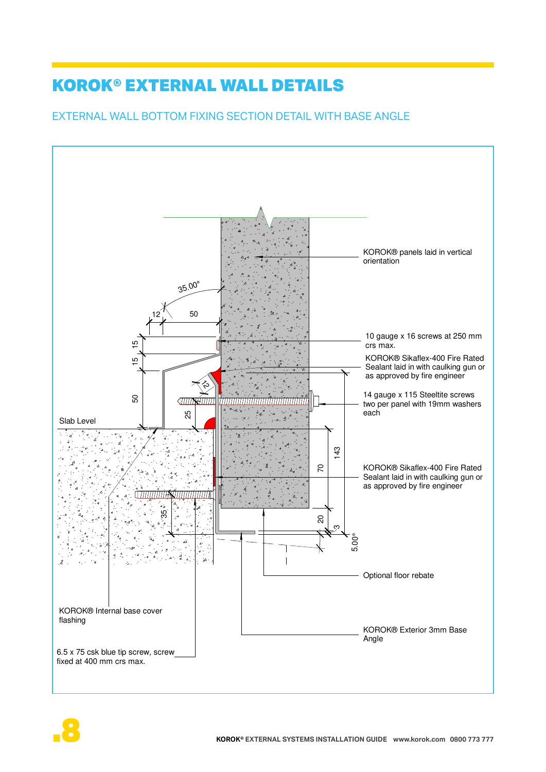# KOROK® EXTERNAL WALL DETAILS

## EXTERNAL WALL BOTTOM FIXING SECTION DETAIL WITH BASE ANGLE

KOROK® panels laid in vertical orientation

10 gauge x 16 screws at 250 mm crs max.

KOROK® Sikaflex-400 Fire Rated Sealant laid in with caulking gun or as approved by fire engineer

14 gauge x 115 Steeltite screws two per panel with 19mm washers each

Slab Level

KOROK® Sikaflex-400 Fire Rated Sealant laid in with caulking gun or as approved by fire engineer

Optional floor rebate

KOROK® Internal base cover flashing

KOROK® Exterior 3mm Base Angle

6.5 x 75 csk blue tip screw, screw fixed at 400 mm crs max.

35.00° | 12 | 50 | 15 | 15 | 50 | 12 | 25 | 35 | 143 | 70 | 20 | 3 | 5.00°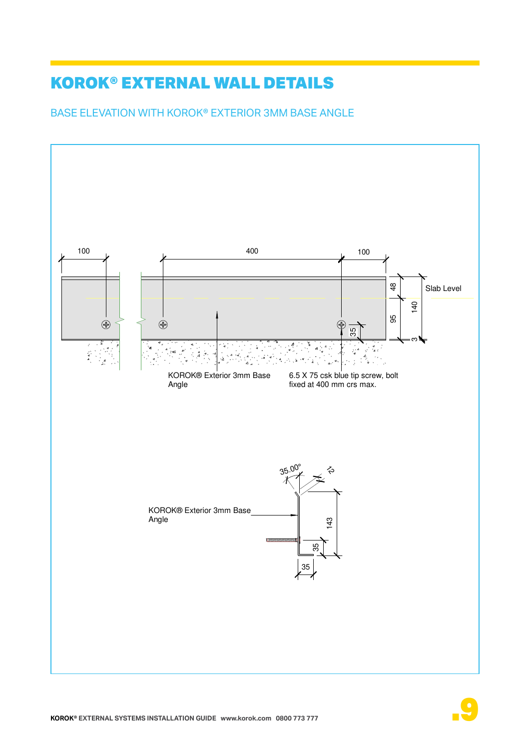# KOROK® EXTERNAL WALL DETAILS

## BASE ELEVATION WITH KOROK® EXTERIOR 3MM BASE ANGLE

100

400

100

48

95

140

35

3

Slab Level

KOROK® Exterior 3mm Base Angle

6.5 X 75 csk blue tip screw, bolt fixed at 400 mm crs max.

35.00°

12

KOROK® Exterior 3mm Base Angle

143

35

35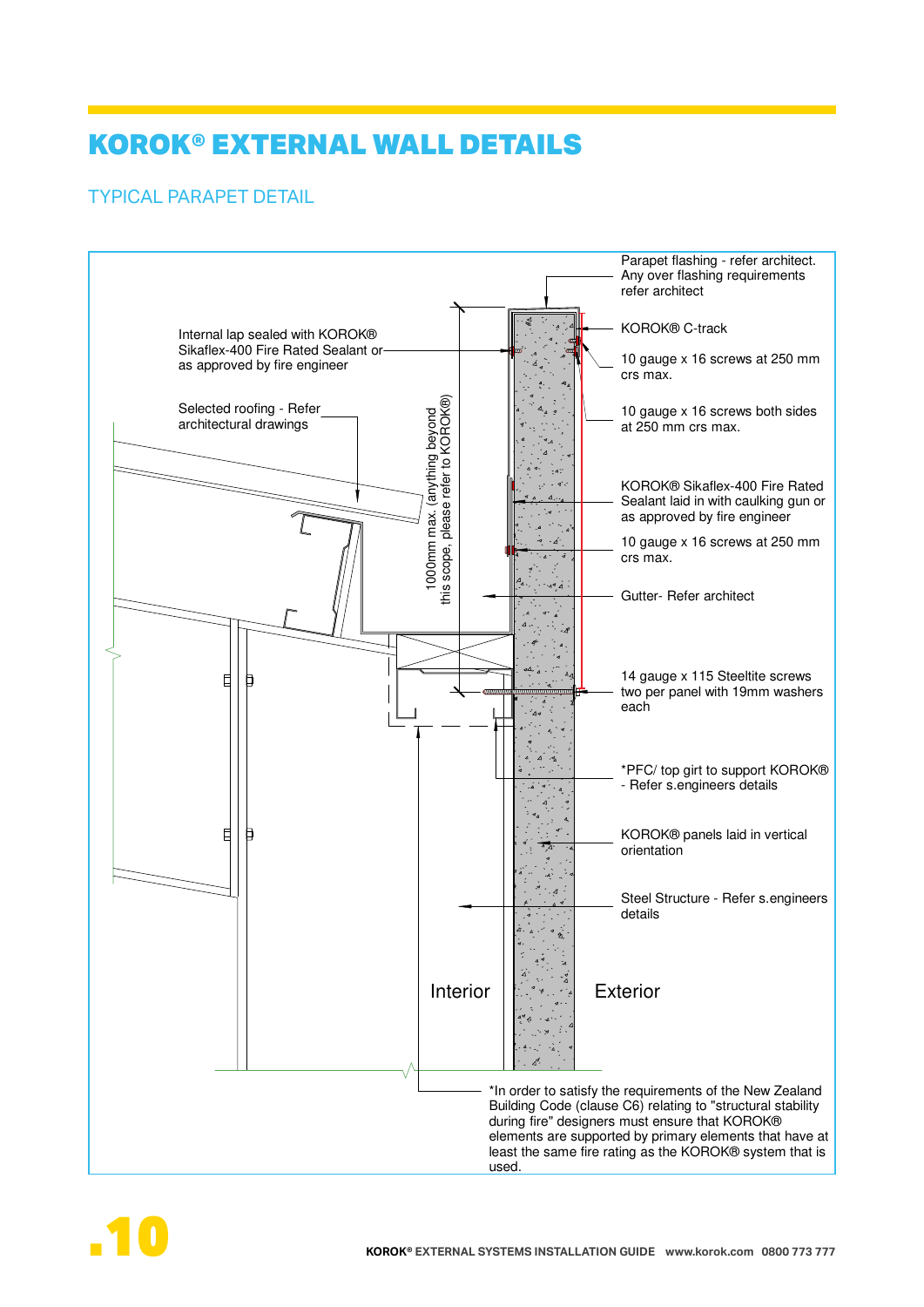# KOROK® EXTERNAL WALL DETAILS

## TYPICAL PARAPET DETAIL

Parapet flashing - refer architect. Any over flashing requirements refer architect

Internal lap sealed with KOROK® Sikaflex-400 Fire Rated Sealant or as approved by fire engineer

KOROK® C-track

10 gauge x 16 screws at 250 mm crs max.

10 gauge x 16 screws both sides at 250 mm crs max.

Selected roofing - Refer architectural drawings

1000mm max. (anything beyond this scope, please refer to KOROK®)

KOROK® Sikaflex-400 Fire Rated Sealant laid in with caulking gun or as approved by fire engineer

10 gauge x 16 screws at 250 mm crs max.

Gutter- Refer architect

14 gauge x 115 Steeltite screws two per panel with 19mm washers each

*PFC/ top girt to support KOROK® - Refer s.engineers details

KOROK® panels laid in vertical orientation

Steel Structure - Refer s.engineers details

Interior

Exterior

*In order to satisfy the requirements of the New Zealand Building Code (clause C6) relating to "structural stability during fire" designers must ensure that KOROK® elements are supported by primary elements that have at least the same fire rating as the KOROK® system that is used.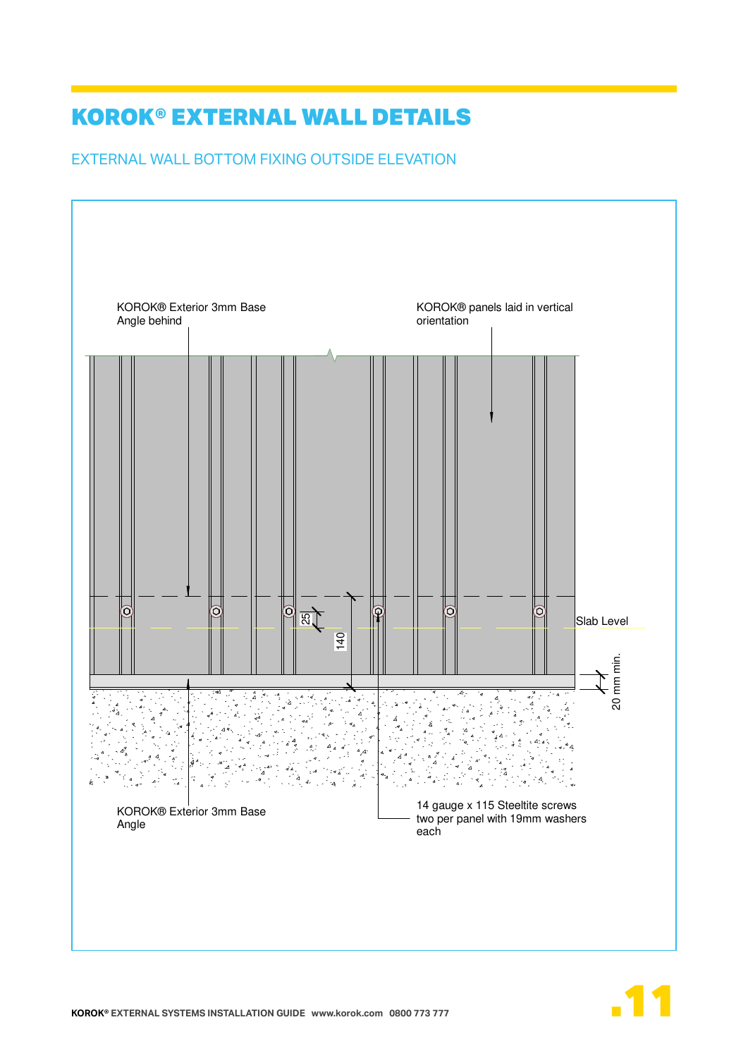# KOROK® EXTERNAL WALL DETAILS

## EXTERNAL WALL BOTTOM FIXING OUTSIDE ELEVATION

KOROK® Exterior 3mm Base Angle behind

KOROK® panels laid in vertical orientation

Slab Level

25

140

20 mm min.

KOROK® Exterior 3mm Base Angle

14 gauge x 115 Steeltite screws two per panel with 19mm washers each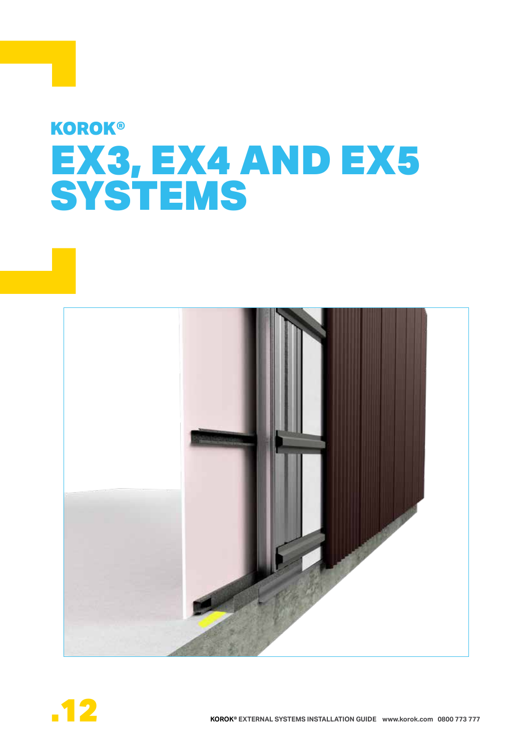KOROK®

# EX3, EX4 AND EX5 SYSTEMS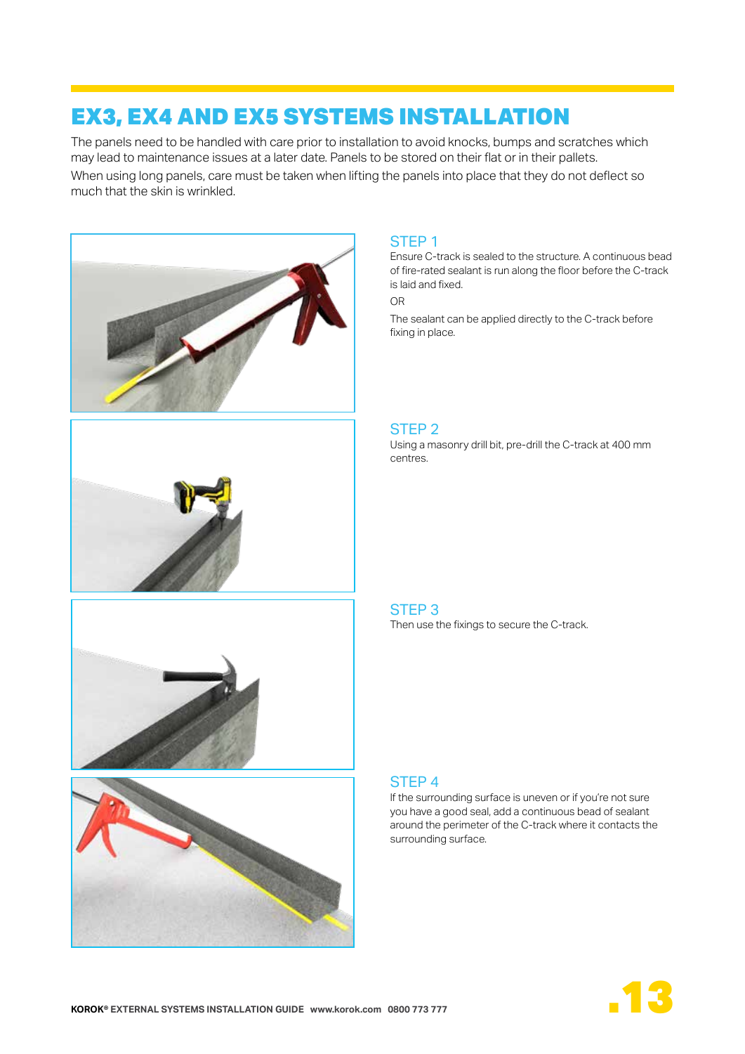# EX3, EX4 AND EX5 SYSTEMS INSTALLATION

The panels need to be handled with care prior to installation to avoid knocks, bumps and scratches which may lead to maintenance issues at a later date. Panels to be stored on their flat or in their pallets.

When using long panels, care must be taken when lifting the panels into place that they do not deflect so much that the skin is wrinkled.

## STEP 1

Ensure C-track is sealed to the structure. A continuous bead of fire-rated sealant is run along the floor before the C-track is laid and fixed.

OR

The sealant can be applied directly to the C-track before fixing in place.

## STEP 2

Using a masonry drill bit, pre-drill the C-track at 400 mm centres.

## STEP 3

Then use the fixings to secure the C-track.

## STEP 4

If the surrounding surface is uneven or if you're not sure you have a good seal, add a continuous bead of sealant around the perimeter of the C-track where it contacts the surrounding surface.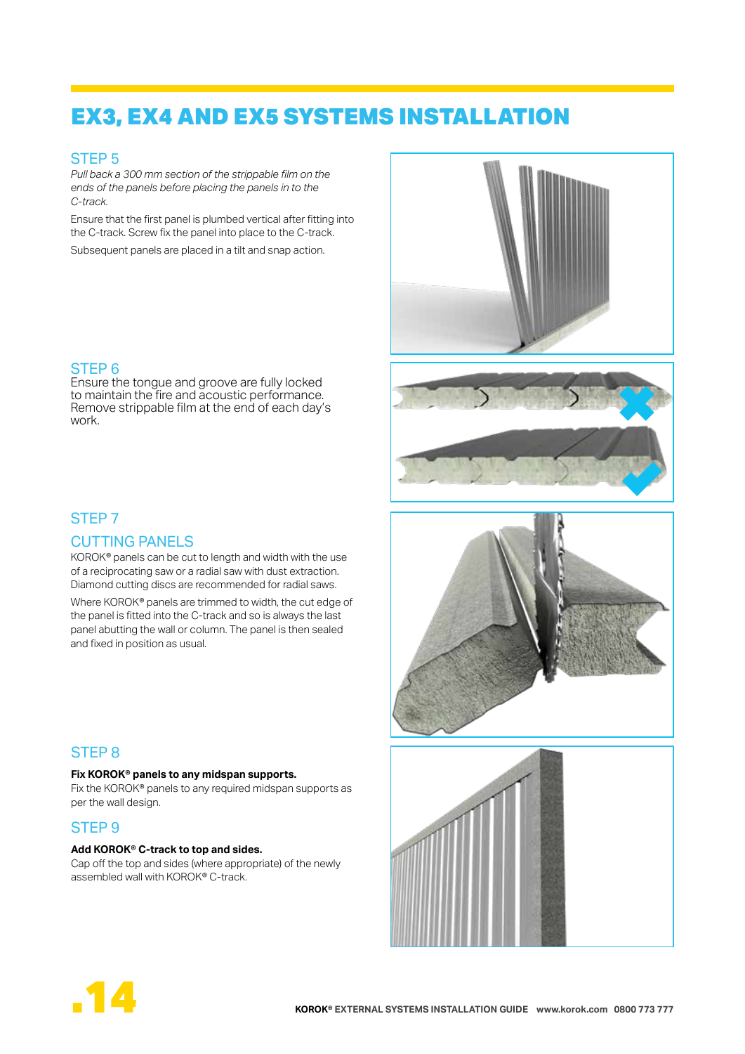# EX3, EX4 AND EX5 SYSTEMS INSTALLATION

## STEP 5

*Pull back a 300 mm section of the strippable film on the ends of the panels before placing the panels in to the C-track.*

Ensure that the first panel is plumbed vertical after fitting into the C-track. Screw fix the panel into place to the C-track.

Subsequent panels are placed in a tilt and snap action.

## STEP 6

Ensure the tongue and groove are fully locked to maintain the fire and acoustic performance. Remove strippable film at the end of each day's work.

## STEP 7

## CUTTING PANELS

KOROK® panels can be cut to length and width with the use of a reciprocating saw or a radial saw with dust extraction. Diamond cutting discs are recommended for radial saws.

Where KOROK® panels are trimmed to width, the cut edge of the panel is fitted into the C-track and so is always the last panel abutting the wall or column. The panel is then sealed and fixed in position as usual.

## STEP 8

**Fix KOROK® panels to any midspan supports.**

Fix the KOROK® panels to any required midspan supports as per the wall design.

## STEP 9

**Add KOROK® C-track to top and sides.**

Cap off the top and sides (where appropriate) of the newly assembled wall with KOROK® C-track.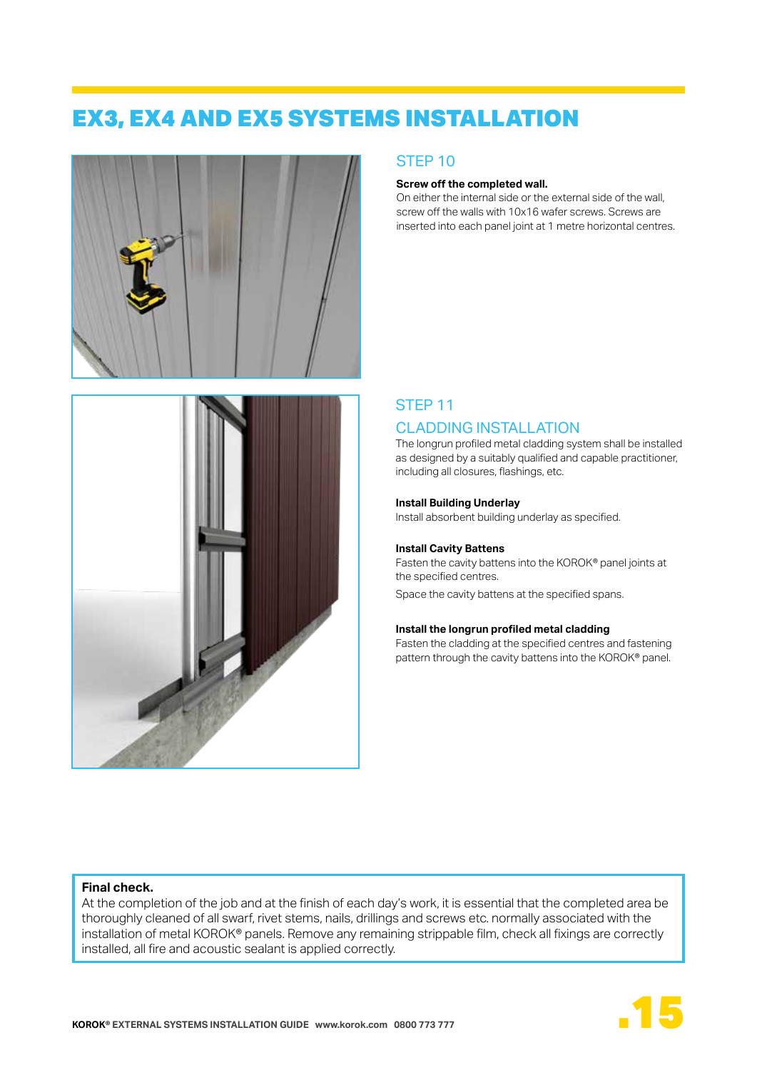# EX3, EX4 AND EX5 SYSTEMS INSTALLATION

## STEP 10

**Screw off the completed wall.**
On either the internal side or the external side of the wall, screw off the walls with 10x16 wafer screws. Screws are inserted into each panel joint at 1 metre horizontal centres.

## STEP 11

## CLADDING INSTALLATION

The longrun profiled metal cladding system shall be installed as designed by a suitably qualified and capable practitioner, including all closures, flashings, etc.

**Install Building Underlay**
Install absorbent building underlay as specified.

**Install Cavity Battens**
Fasten the cavity battens into the KOROK® panel joints at the specified centres.

Space the cavity battens at the specified spans.

**Install the longrun profiled metal cladding**
Fasten the cladding at the specified centres and fastening pattern through the cavity battens into the KOROK® panel.

**Final check.**
At the completion of the job and at the finish of each day's work, it is essential that the completed area be thoroughly cleaned of all swarf, rivet stems, nails, drillings and screws etc. normally associated with the installation of metal KOROK® panels. Remove any remaining strippable film, check all fixings are correctly installed, all fire and acoustic sealant is applied correctly.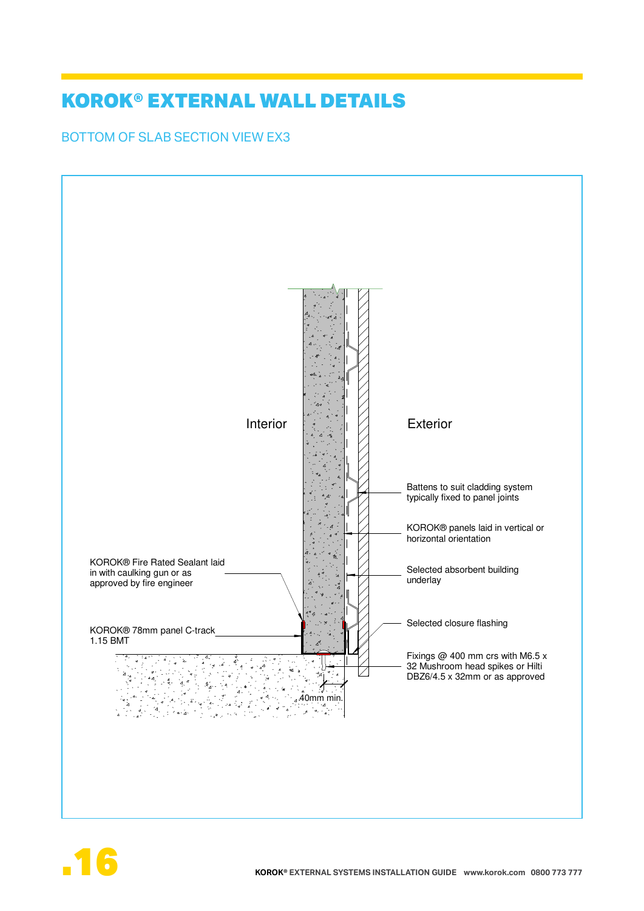# KOROK® EXTERNAL WALL DETAILS

## BOTTOM OF SLAB SECTION VIEW EX3

Interior

Exterior

Battens to suit cladding system typically fixed to panel joints

KOROK® panels laid in vertical or horizontal orientation

Selected absorbent building underlay

KOROK® Fire Rated Sealant laid in with caulking gun or as approved by fire engineer

Selected closure flashing

KOROK® 78mm panel C-track 1.15 BMT

Fixings @ 400 mm crs with M6.5 x 32 Mushroom head spikes or Hilti DBZ6/4.5 x 32mm or as approved

40mm min.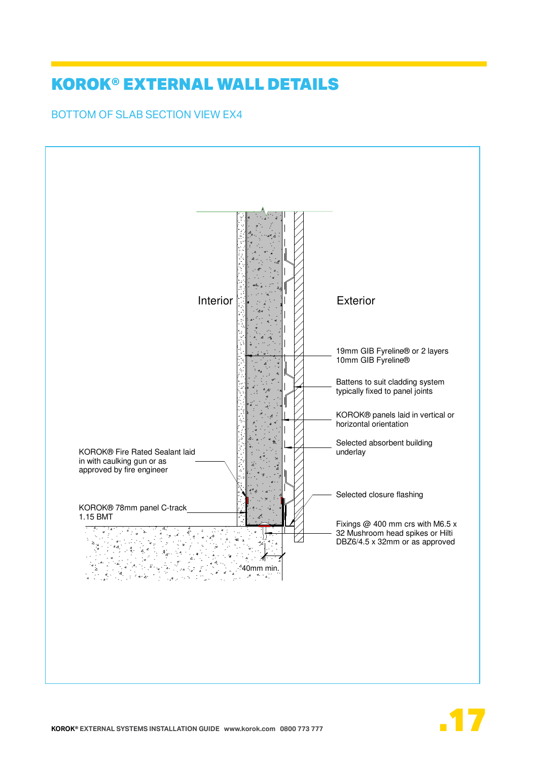# KOROK® EXTERNAL WALL DETAILS

## BOTTOM OF SLAB SECTION VIEW EX4

Interior

Exterior

19mm GIB Fyreline® or 2 layers 10mm GIB Fyreline®

Battens to suit cladding system typically fixed to panel joints

KOROK® panels laid in vertical or horizontal orientation

Selected absorbent building underlay

KOROK® Fire Rated Sealant laid in with caulking gun or as approved by fire engineer

Selected closure flashing

KOROK® 78mm panel C-track 1.15 BMT

Fixings @ 400 mm crs with M6.5 x 32 Mushroom head spikes or Hilti DBZ6/4.5 x 32mm or as approved

40mm min.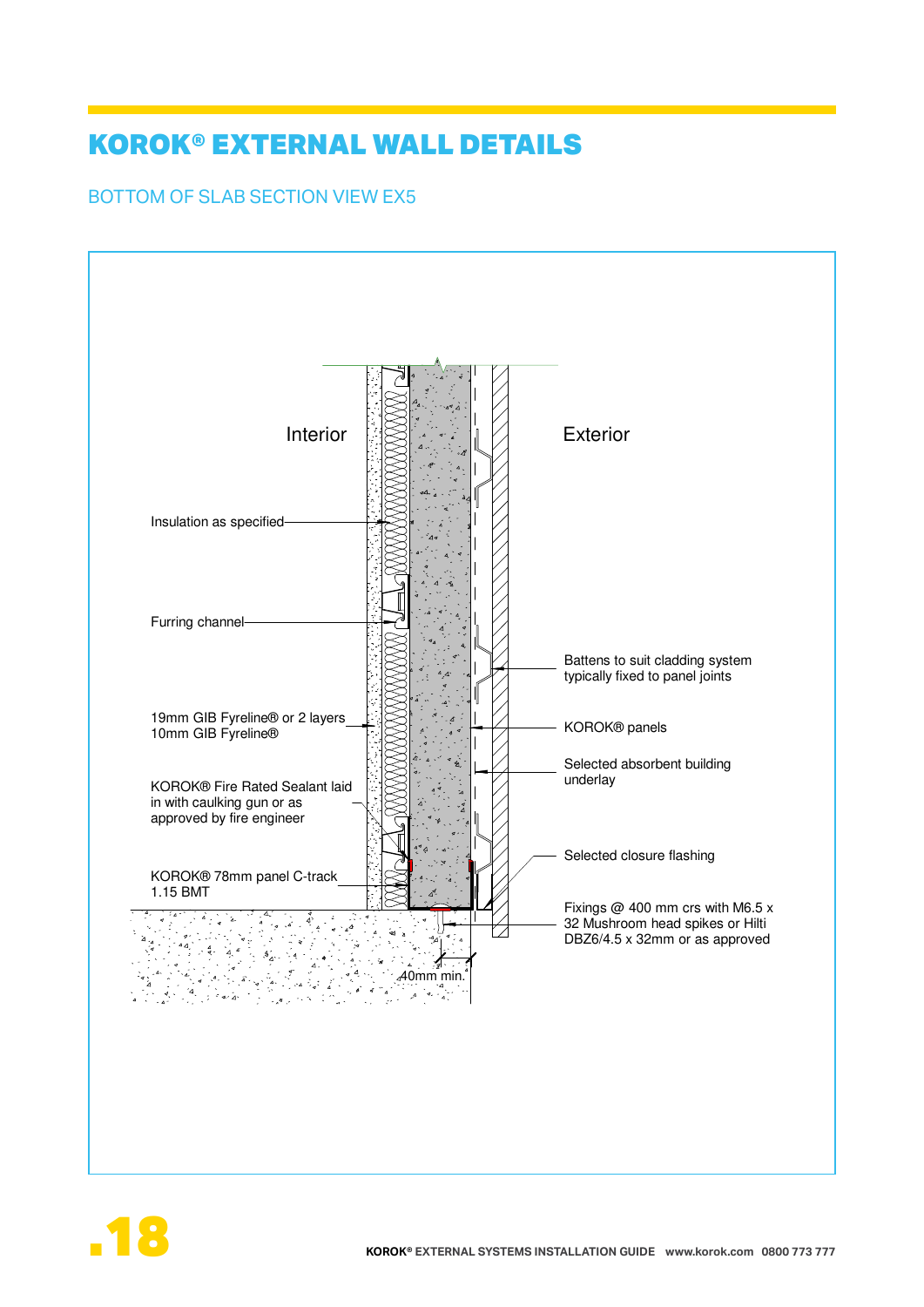# KOROK® EXTERNAL WALL DETAILS

## BOTTOM OF SLAB SECTION VIEW EX5

Interior

Exterior

Insulation as specified

Furring channel

19mm GIB Fyreline® or 2 layers 10mm GIB Fyreline®

KOROK® Fire Rated Sealant laid in with caulking gun or as approved by fire engineer

KOROK® 78mm panel C-track 1.15 BMT

Battens to suit cladding system typically fixed to panel joints

KOROK® panels

Selected absorbent building underlay

Selected closure flashing

Fixings @ 400 mm crs with M6.5 x 32 Mushroom head spikes or Hilti DBZ6/4.5 x 32mm or as approved

40mm min.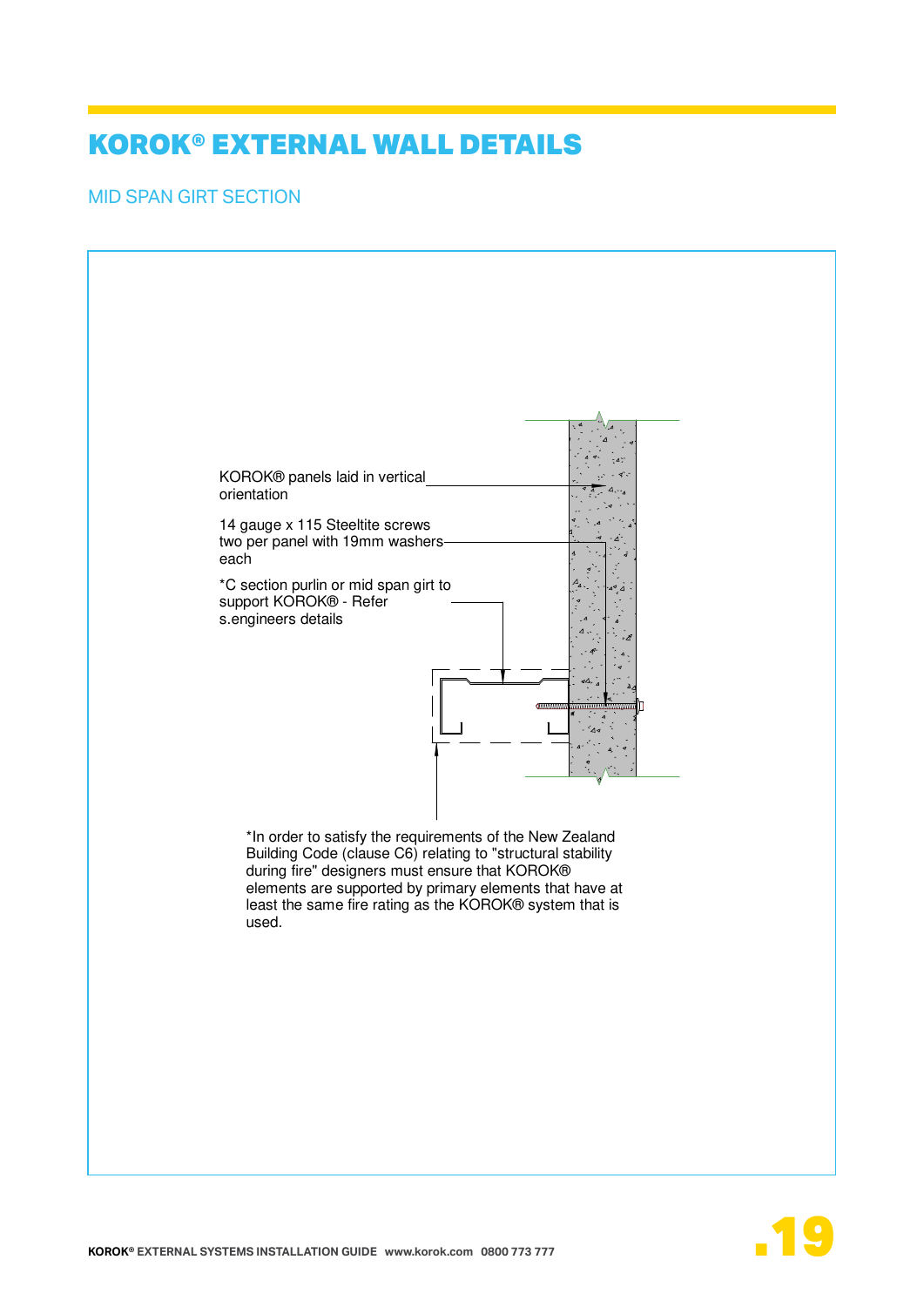# KOROK® EXTERNAL WALL DETAILS

## MID SPAN GIRT SECTION

KOROK® panels laid in vertical orientation

14 gauge x 115 Steeltite screws two per panel with 19mm washers each

*C section purlin or mid span girt to support KOROK® - Refer s.engineers details

*In order to satisfy the requirements of the New Zealand Building Code (clause C6) relating to "structural stability during fire" designers must ensure that KOROK® elements are supported by primary elements that have at least the same fire rating as the KOROK® system that is used.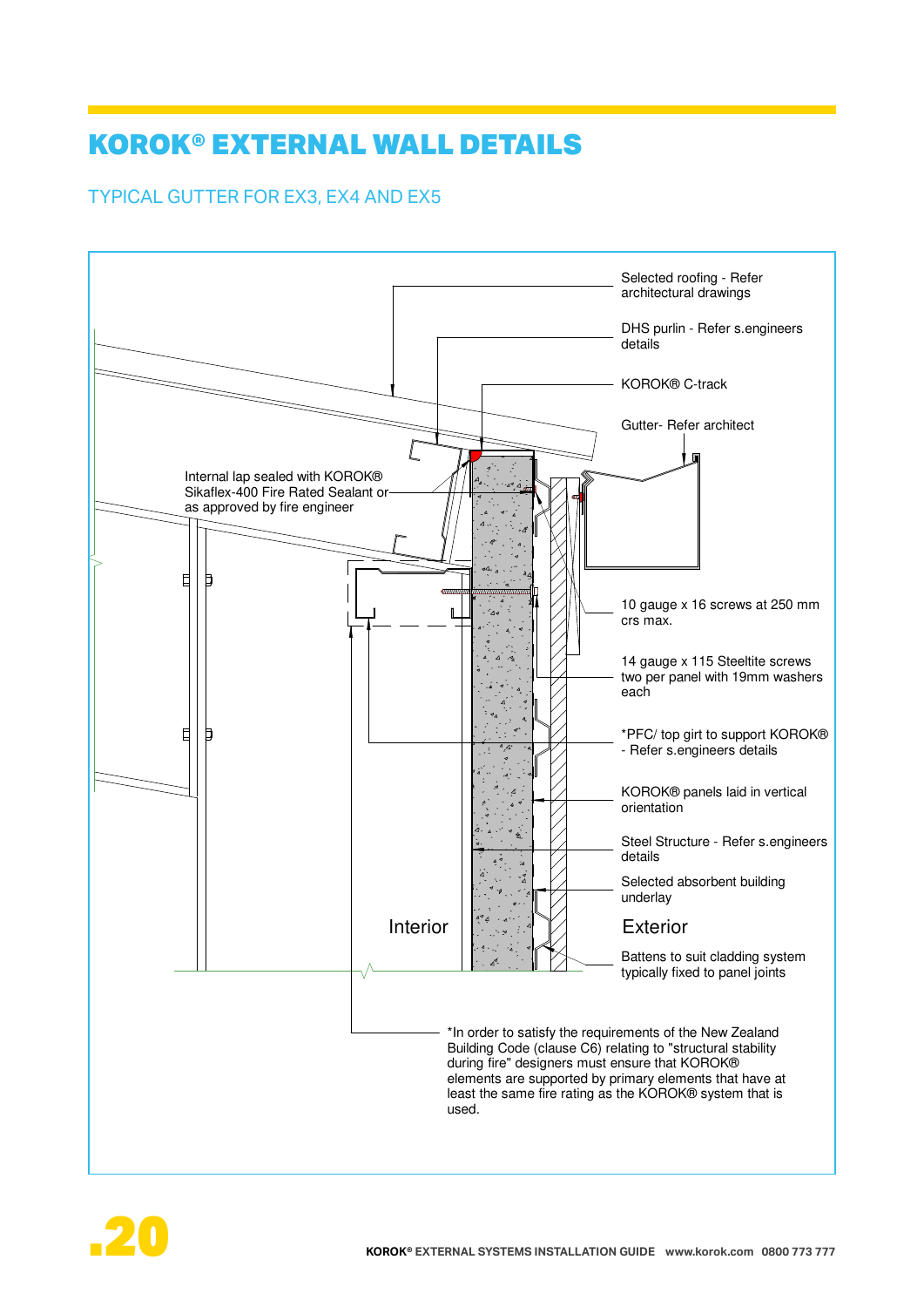# KOROK® EXTERNAL WALL DETAILS

## TYPICAL GUTTER FOR EX3, EX4 AND EX5

Selected roofing - Refer architectural drawings

DHS purlin - Refer s.engineers details

KOROK® C-track

Gutter- Refer architect

Internal lap sealed with KOROK® Sikaflex-400 Fire Rated Sealant or as approved by fire engineer

10 gauge x 16 screws at 250 mm crs max.

14 gauge x 115 Steeltite screws two per panel with 19mm washers each

*PFC/ top girt to support KOROK® - Refer s.engineers details

KOROK® panels laid in vertical orientation

Steel Structure - Refer s.engineers details

Selected absorbent building underlay

Interior

Exterior

Battens to suit cladding system typically fixed to panel joints

*In order to satisfy the requirements of the New Zealand Building Code (clause C6) relating to "structural stability during fire" designers must ensure that KOROK® elements are supported by primary elements that have at least the same fire rating as the KOROK® system that is used.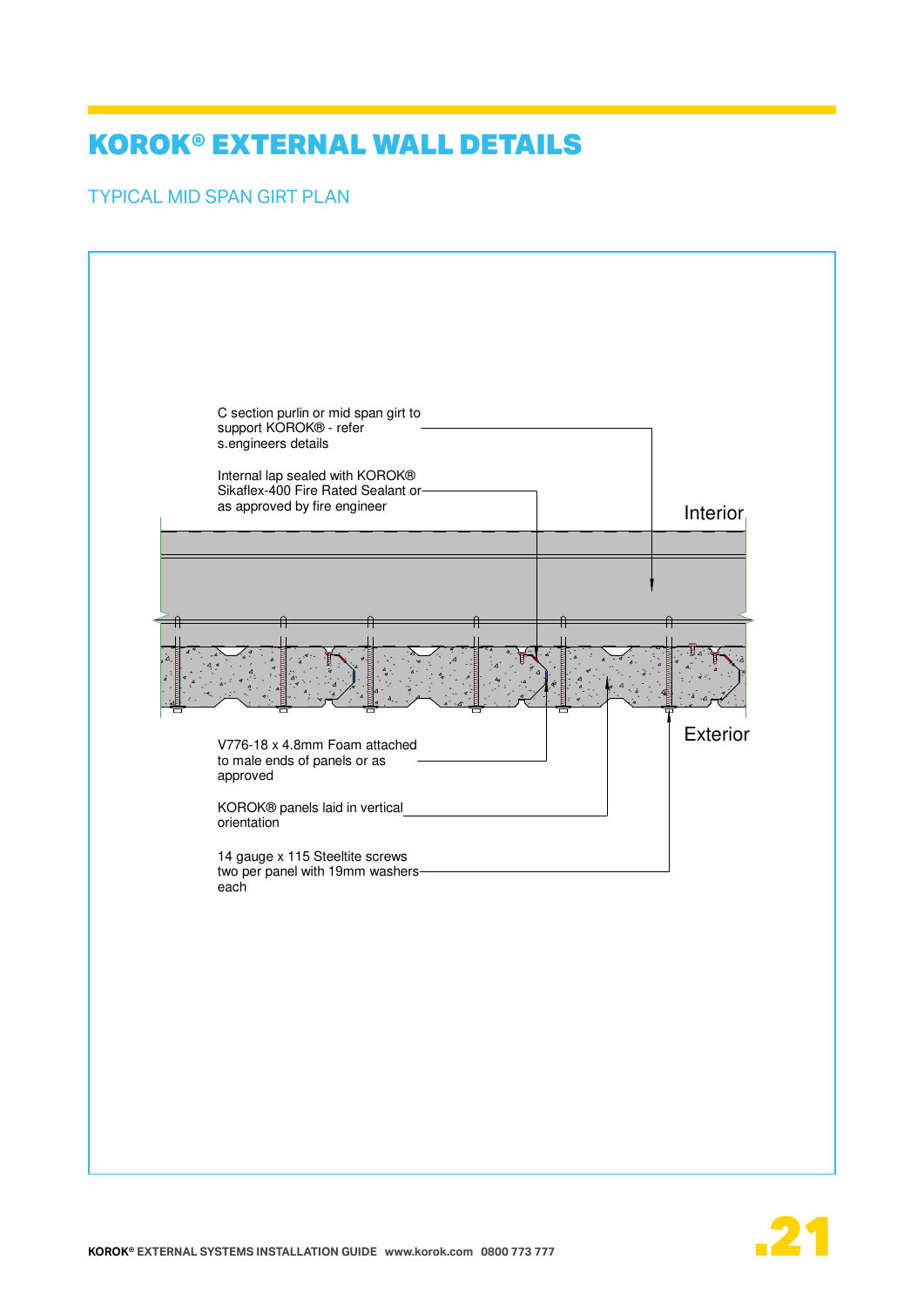# KOROK® EXTERNAL WALL DETAILS

## TYPICAL MID SPAN GIRT PLAN

C section purlin or mid span girt to support KOROK® - refer s.engineers details

Internal lap sealed with KOROK® Sikaflex-400 Fire Rated Sealant or as approved by fire engineer

Interior

Exterior

V776-18 x 4.8mm Foam attached to male ends of panels or as approved

KOROK® panels laid in vertical orientation

14 gauge x 115 Steeltite screws two per panel with 19mm washers each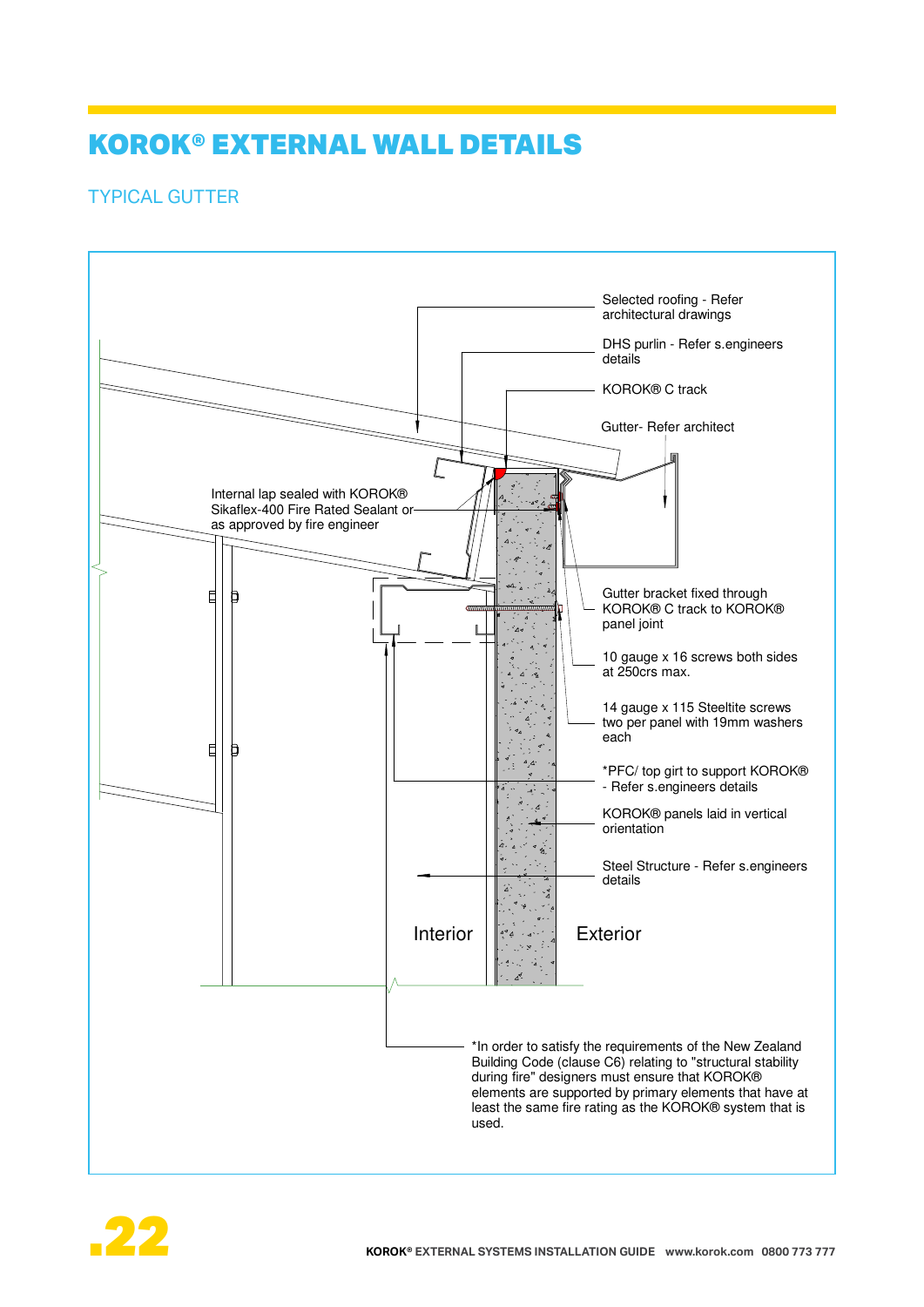# KOROK® EXTERNAL WALL DETAILS

## TYPICAL GUTTER

Selected roofing - Refer architectural drawings

DHS purlin - Refer s.engineers details

KOROK® C track

Gutter- Refer architect

Internal lap sealed with KOROK® Sikaflex-400 Fire Rated Sealant or as approved by fire engineer

Gutter bracket fixed through KOROK® C track to KOROK® panel joint

10 gauge x 16 screws both sides at 250crs max.

14 gauge x 115 Steeltite screws two per panel with 19mm washers each

*PFC/ top girt to support KOROK® - Refer s.engineers details

KOROK® panels laid in vertical orientation

Steel Structure - Refer s.engineers details

Interior

Exterior

*In order to satisfy the requirements of the New Zealand Building Code (clause C6) relating to "structural stability during fire" designers must ensure that KOROK® elements are supported by primary elements that have at least the same fire rating as the KOROK® system that is used.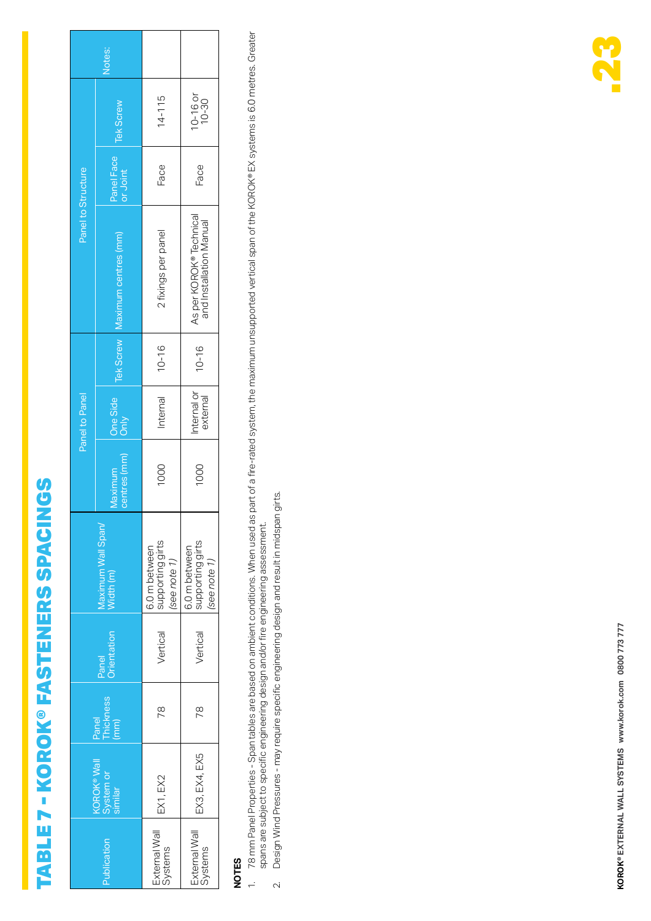# TABLE 7 - KOROK® FASTENERS SPACINGS

| Publication | KOROK® Wall System or similar | Panel Thickness (mm) | Panel Orientation | Maximum Wall Span/ Width (m) | Panel to Panel | | | Panel to Structure | | | Notes: |
|---|---|---|---|---|---|---|---|---|---|---|---|
| | | | | | Maximum centres (mm) | One Side Only | Tek Screw | Maximum centres (mm) | Panel Face or Joint | Tek Screw | |
| External Wall Systems | EX1, EX2 | 78 | Vertical | 6.0 m between supporting girts *(see note 1)* | 1000 | Internal | 10-16 | 2 fixings per panel | Face | 14-115 | |
| External Wall Systems | EX3, EX4, EX5 | 78 | Vertical | 6.0 m between supporting girts *(see note 1)* | 1000 | Internal or external | 10-16 | As per KOROK® Technical and Installation Manual | Face | 10-16 or 10-30 | |

**NOTES**

1. 78 mm Panel Properties - Span tables are based on ambient conditions. When used as part of a fire-rated system, the maximum unsupported vertical span of the KOROK® EX systems is 6.0 metres. Greater spans are subject to specific engineering design and/or fire engineering assessment.
2. Design Wind Pressures - may require specific engineering design and result in midspan girts.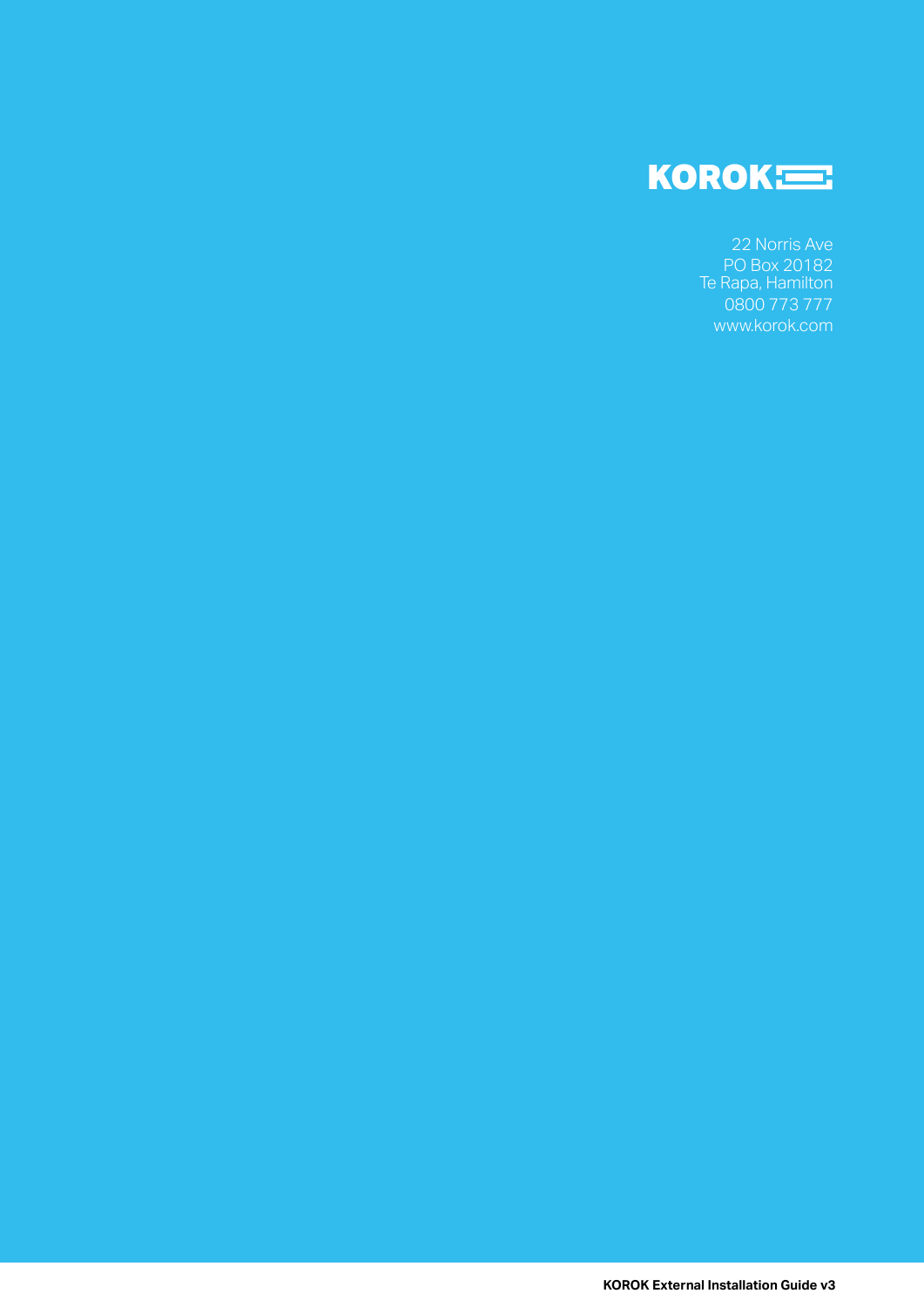KOROK

22 Norris Ave
PO Box 20182
Te Rapa, Hamilton
0800 773 777
www.korok.com